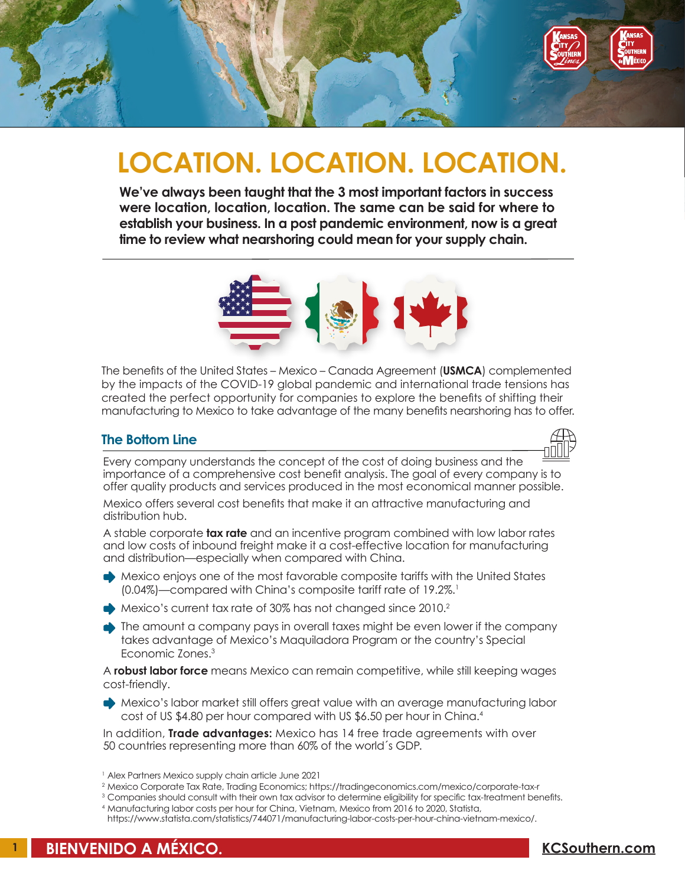# LOCATION. LOCATION. LOCATION.

**We've always been taught that the 3 most important factors in success were location, location, location. The same can be said for where to establish your business. In a post pandemic environment, now is a great time to review what nearshoring could mean for your supply chain.**

The benefits of the United States – Mexico – Canada Agreement (**USMCA**) complemented by the impacts of the COVID-19 global pandemic and international trade tensions has created the perfect opportunity for companies to explore the benefits of shifting their manufacturing to Mexico to take advantage of the many benefits nearshoring has to offer.

## The Bottom Line

Every company understands the concept of the cost of doing business and the importance of a comprehensive cost benefit analysis. The goal of every company is to offer quality products and services produced in the most economical manner possible.

Mexico offers several cost benefits that make it an attractive manufacturing and distribution hub.

A stable corporate **tax rate** and an incentive program combined with low labor rates and low costs of inbound freight make it a cost-effective location for manufacturing and distribution—especially when compared with China.

- Mexico enjoys one of the most favorable composite tariffs with the United States (0.04%)—compared with China's composite tariff rate of 19.2%.[1]
- Mexico's current tax rate of 30% has not changed since 2010.[2]
- The amount a company pays in overall taxes might be even lower if the company takes advantage of Mexico's Maquiladora Program or the country's Special Economic Zones.[3]

A **robust labor force** means Mexico can remain competitive, while still keeping wages cost-friendly.

- Mexico's labor market still offers great value with an average manufacturing labor cost of US $4.80 per hour compared with US $6.50 per hour in China.[4]

In addition, **Trade advantages:** Mexico has 14 free trade agreements with over 50 countries representing more than 60% of the world´s GDP.

[1] Alex Partners Mexico supply chain article June 2021

[2] Mexico Corporate Tax Rate, Trading Economics; https://tradingeconomics.com/mexico/corporate-tax-r

[3] Companies should consult with their own tax advisor to determine eligibility for specific tax-treatment benefits.

[4] Manufacturing labor costs per hour for China, Vietnam, Mexico from 2016 to 2020, Statista, https://www.statista.com/statistics/744071/manufacturing-labor-costs-per-hour-china-vietnam-mexico/.

**BIENVENIDO A MÉXICO.** **KCSouthern.com**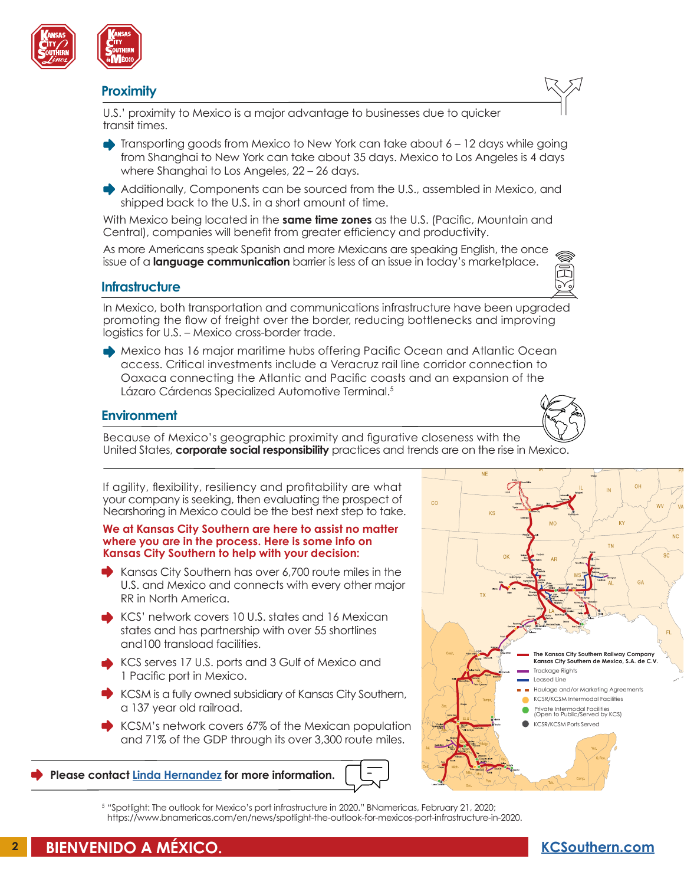## Proximity

U.S.' proximity to Mexico is a major advantage to businesses due to quicker transit times.

- Transporting goods from Mexico to New York can take about 6 – 12 days while going from Shanghai to New York can take about 35 days. Mexico to Los Angeles is 4 days where Shanghai to Los Angeles, 22 – 26 days.
- Additionally, Components can be sourced from the U.S., assembled in Mexico, and shipped back to the U.S. in a short amount of time.

With Mexico being located in the **same time zones** as the U.S. (Pacific, Mountain and Central), companies will benefit from greater efficiency and productivity.

As more Americans speak Spanish and more Mexicans are speaking English, the once issue of a **language communication** barrier is less of an issue in today's marketplace.

## Infrastructure

In Mexico, both transportation and communications infrastructure have been upgraded promoting the flow of freight over the border, reducing bottlenecks and improving logistics for U.S. – Mexico cross-border trade.

- Mexico has 16 major maritime hubs offering Pacific Ocean and Atlantic Ocean access. Critical investments include a Veracruz rail line corridor connection to Oaxaca connecting the Atlantic and Pacific coasts and an expansion of the Lázaro Cárdenas Specialized Automotive Terminal.[5]

## Environment

Because of Mexico's geographic proximity and figurative closeness with the United States, **corporate social responsibility** practices and trends are on the rise in Mexico.

If agility, flexibility, resiliency and profitability are what your company is seeking, then evaluating the prospect of Nearshoring in Mexico could be the best next step to take.

**We at Kansas City Southern are here to assist no matter where you are in the process. Here is some info on Kansas City Southern to help with your decision:**

- Kansas City Southern has over 6,700 route miles in the U.S. and Mexico and connects with every other major RR in North America.
- KCS' network covers 10 U.S. states and 16 Mexican states and has partnership with over 55 shortlines and100 transload facilities.
- KCS serves 17 U.S. ports and 3 Gulf of Mexico and 1 Pacific port in Mexico.
- KCSM is a fully owned subsidiary of Kansas City Southern, a 137 year old railroad.
- KCSM's network covers 67% of the Mexican population and 71% of the GDP through its over 3,300 route miles.

The Kansas City Southern Railway Company
Kansas City Southern de Mexico, S.A. de C.V.
Trackage Rights
Leased Line
Haulage and/or Marketing Agreements
KCSR/KCSM Intermodal Facilities
Private Intermodal Facilities (Open to Public/Served by KCS)
KCSR/KCSM Ports Served

**Please contact Linda Hernandez for more information.**

[5] "Spotlight: The outlook for Mexico's port infrastructure in 2020." BNamericas, February 21, 2020; https://www.bnamericas.com/en/news/spotlight-the-outlook-for-mexicos-port-infrastructure-in-2020.

**BIENVENIDO A MÉXICO.**

KCSouthern.com